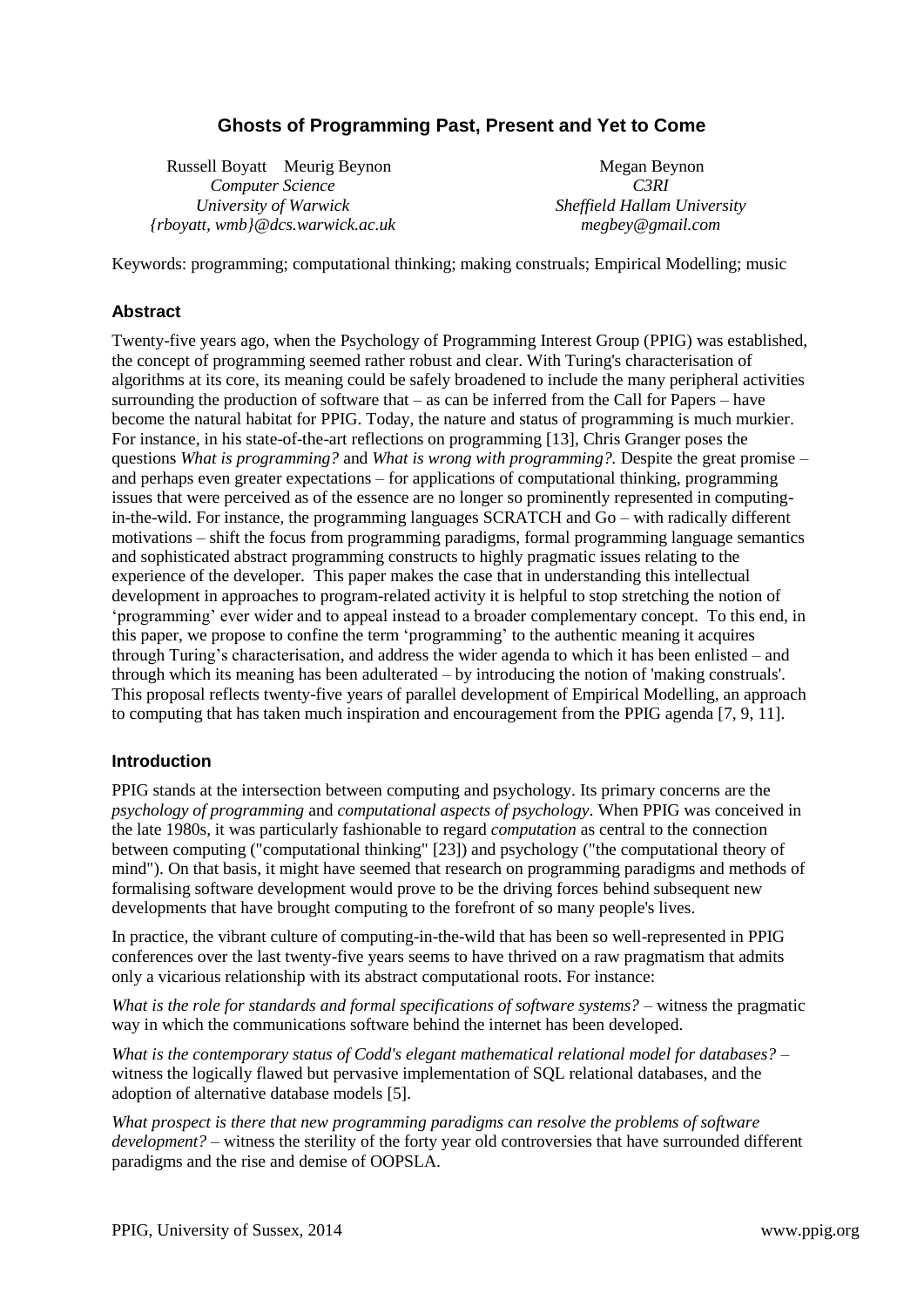# Ghosts of Programming Past, Present and Yet to Come

Russell Boyatt    Meurig Beynon
*Computer Science*
*University of Warwick*
*{rboyatt, wmb}@dcs.warwick.ac.uk*

Megan Beynon
*C3RI*
*Sheffield Hallam University*
*megbey@gmail.com*

Keywords: programming; computational thinking; making construals; Empirical Modelling; music

### Abstract

Twenty-five years ago, when the Psychology of Programming Interest Group (PPIG) was established, the concept of programming seemed rather robust and clear. With Turing's characterisation of algorithms at its core, its meaning could be safely broadened to include the many peripheral activities surrounding the production of software that – as can be inferred from the Call for Papers – have become the natural habitat for PPIG. Today, the nature and status of programming is much murkier. For instance, in his state-of-the-art reflections on programming [13], Chris Granger poses the questions *What is programming?* and *What is wrong with programming?.* Despite the great promise – and perhaps even greater expectations – for applications of computational thinking, programming issues that were perceived as of the essence are no longer so prominently represented in computing-in-the-wild. For instance, the programming languages SCRATCH and Go – with radically different motivations – shift the focus from programming paradigms, formal programming language semantics and sophisticated abstract programming constructs to highly pragmatic issues relating to the experience of the developer. This paper makes the case that in understanding this intellectual development in approaches to program-related activity it is helpful to stop stretching the notion of 'programming' ever wider and to appeal instead to a broader complementary concept. To this end, in this paper, we propose to confine the term 'programming' to the authentic meaning it acquires through Turing's characterisation, and address the wider agenda to which it has been enlisted – and through which its meaning has been adulterated – by introducing the notion of 'making construals'. This proposal reflects twenty-five years of parallel development of Empirical Modelling, an approach to computing that has taken much inspiration and encouragement from the PPIG agenda [7, 9, 11].

### Introduction

PPIG stands at the intersection between computing and psychology. Its primary concerns are the *psychology of programming* and *computational aspects of psychology*. When PPIG was conceived in the late 1980s, it was particularly fashionable to regard *computation* as central to the connection between computing ("computational thinking" [23]) and psychology ("the computational theory of mind"). On that basis, it might have seemed that research on programming paradigms and methods of formalising software development would prove to be the driving forces behind subsequent new developments that have brought computing to the forefront of so many people's lives.

In practice, the vibrant culture of computing-in-the-wild that has been so well-represented in PPIG conferences over the last twenty-five years seems to have thrived on a raw pragmatism that admits only a vicarious relationship with its abstract computational roots. For instance:

*What is the role for standards and formal specifications of software systems?* – witness the pragmatic way in which the communications software behind the internet has been developed.

*What is the contemporary status of Codd's elegant mathematical relational model for databases?* – witness the logically flawed but pervasive implementation of SQL relational databases, and the adoption of alternative database models [5].

*What prospect is there that new programming paradigms can resolve the problems of software development?* – witness the sterility of the forty year old controversies that have surrounded different paradigms and the rise and demise of OOPSLA.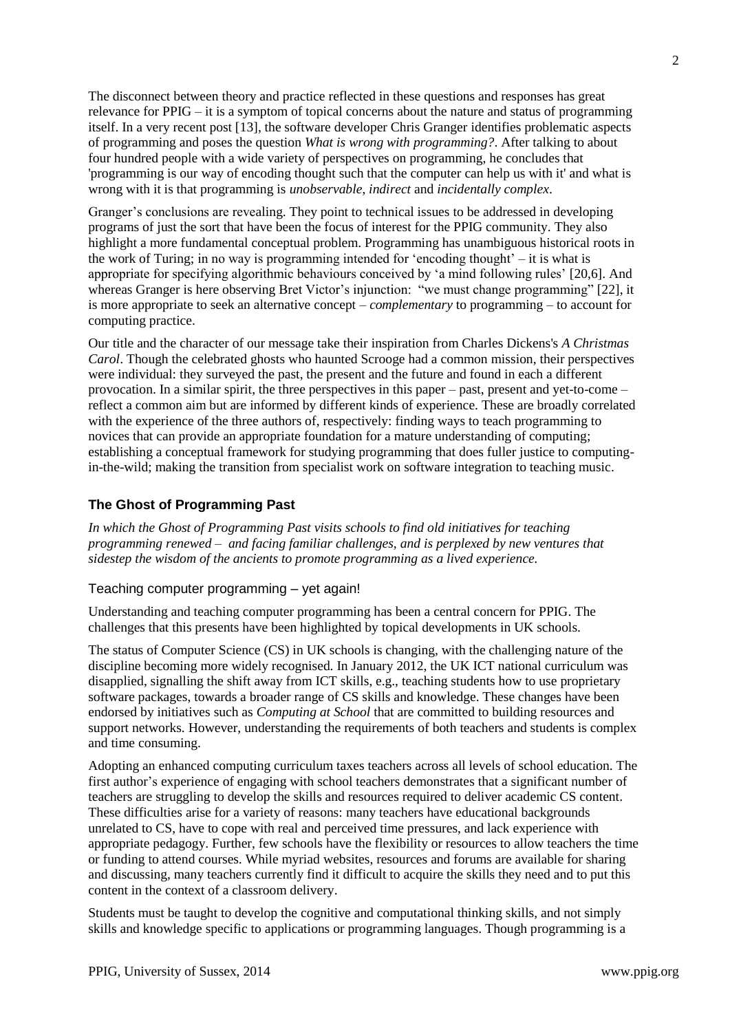The disconnect between theory and practice reflected in these questions and responses has great relevance for PPIG – it is a symptom of topical concerns about the nature and status of programming itself. In a very recent post [13], the software developer Chris Granger identifies problematic aspects of programming and poses the question *What is wrong with programming?*. After talking to about four hundred people with a wide variety of perspectives on programming, he concludes that 'programming is our way of encoding thought such that the computer can help us with it' and what is wrong with it is that programming is *unobservable*, *indirect* and *incidentally complex*.

Granger's conclusions are revealing. They point to technical issues to be addressed in developing programs of just the sort that have been the focus of interest for the PPIG community. They also highlight a more fundamental conceptual problem. Programming has unambiguous historical roots in the work of Turing; in no way is programming intended for 'encoding thought' – it is what is appropriate for specifying algorithmic behaviours conceived by 'a mind following rules' [20,6]. And whereas Granger is here observing Bret Victor's injunction: "we must change programming" [22], it is more appropriate to seek an alternative concept – *complementary* to programming – to account for computing practice.

Our title and the character of our message take their inspiration from Charles Dickens's *A Christmas Carol*. Though the celebrated ghosts who haunted Scrooge had a common mission, their perspectives were individual: they surveyed the past, the present and the future and found in each a different provocation. In a similar spirit, the three perspectives in this paper – past, present and yet-to-come – reflect a common aim but are informed by different kinds of experience. These are broadly correlated with the experience of the three authors of, respectively: finding ways to teach programming to novices that can provide an appropriate foundation for a mature understanding of computing; establishing a conceptual framework for studying programming that does fuller justice to computing-in-the-wild; making the transition from specialist work on software integration to teaching music.

## The Ghost of Programming Past

*In which the Ghost of Programming Past visits schools to find old initiatives for teaching programming renewed – and facing familiar challenges, and is perplexed by new ventures that sidestep the wisdom of the ancients to promote programming as a lived experience.*

### Teaching computer programming – yet again!

Understanding and teaching computer programming has been a central concern for PPIG. The challenges that this presents have been highlighted by topical developments in UK schools.

The status of Computer Science (CS) in UK schools is changing, with the challenging nature of the discipline becoming more widely recognised. In January 2012, the UK ICT national curriculum was disapplied, signalling the shift away from ICT skills, e.g., teaching students how to use proprietary software packages, towards a broader range of CS skills and knowledge. These changes have been endorsed by initiatives such as *Computing at School* that are committed to building resources and support networks. However, understanding the requirements of both teachers and students is complex and time consuming.

Adopting an enhanced computing curriculum taxes teachers across all levels of school education. The first author's experience of engaging with school teachers demonstrates that a significant number of teachers are struggling to develop the skills and resources required to deliver academic CS content. These difficulties arise for a variety of reasons: many teachers have educational backgrounds unrelated to CS, have to cope with real and perceived time pressures, and lack experience with appropriate pedagogy. Further, few schools have the flexibility or resources to allow teachers the time or funding to attend courses. While myriad websites, resources and forums are available for sharing and discussing, many teachers currently find it difficult to acquire the skills they need and to put this content in the context of a classroom delivery.

Students must be taught to develop the cognitive and computational thinking skills, and not simply skills and knowledge specific to applications or programming languages. Though programming is a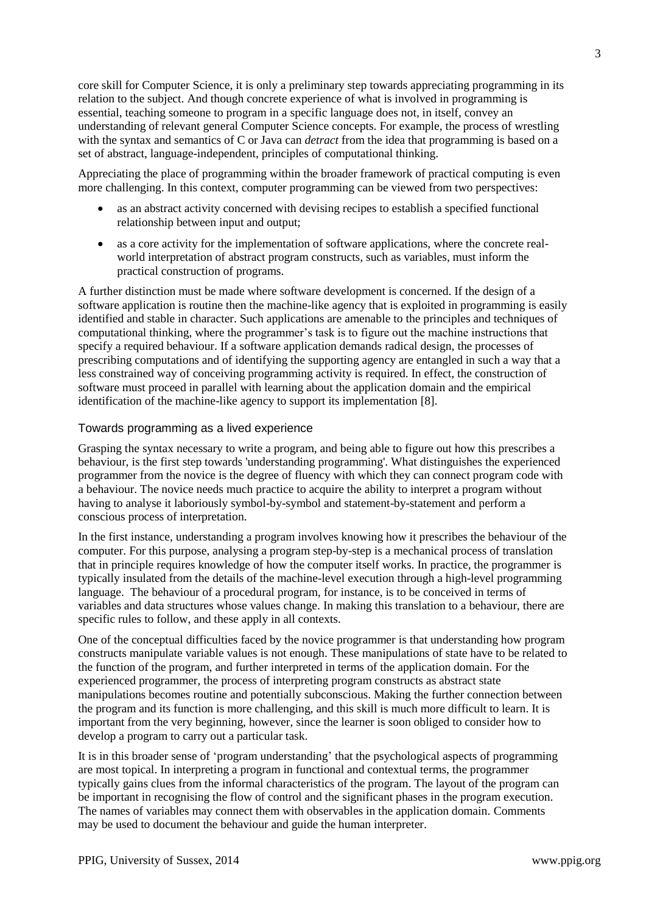core skill for Computer Science, it is only a preliminary step towards appreciating programming in its relation to the subject. And though concrete experience of what is involved in programming is essential, teaching someone to program in a specific language does not, in itself, convey an understanding of relevant general Computer Science concepts. For example, the process of wrestling with the syntax and semantics of C or Java can *detract* from the idea that programming is based on a set of abstract, language-independent, principles of computational thinking.

Appreciating the place of programming within the broader framework of practical computing is even more challenging. In this context, computer programming can be viewed from two perspectives:

- as an abstract activity concerned with devising recipes to establish a specified functional relationship between input and output;
- as a core activity for the implementation of software applications, where the concrete real-world interpretation of abstract program constructs, such as variables, must inform the practical construction of programs.

A further distinction must be made where software development is concerned. If the design of a software application is routine then the machine-like agency that is exploited in programming is easily identified and stable in character. Such applications are amenable to the principles and techniques of computational thinking, where the programmer's task is to figure out the machine instructions that specify a required behaviour. If a software application demands radical design, the processes of prescribing computations and of identifying the supporting agency are entangled in such a way that a less constrained way of conceiving programming activity is required. In effect, the construction of software must proceed in parallel with learning about the application domain and the empirical identification of the machine-like agency to support its implementation [8].

## Towards programming as a lived experience

Grasping the syntax necessary to write a program, and being able to figure out how this prescribes a behaviour, is the first step towards 'understanding programming'. What distinguishes the experienced programmer from the novice is the degree of fluency with which they can connect program code with a behaviour. The novice needs much practice to acquire the ability to interpret a program without having to analyse it laboriously symbol-by-symbol and statement-by-statement and perform a conscious process of interpretation.

In the first instance, understanding a program involves knowing how it prescribes the behaviour of the computer. For this purpose, analysing a program step-by-step is a mechanical process of translation that in principle requires knowledge of how the computer itself works. In practice, the programmer is typically insulated from the details of the machine-level execution through a high-level programming language. The behaviour of a procedural program, for instance, is to be conceived in terms of variables and data structures whose values change. In making this translation to a behaviour, there are specific rules to follow, and these apply in all contexts.

One of the conceptual difficulties faced by the novice programmer is that understanding how program constructs manipulate variable values is not enough. These manipulations of state have to be related to the function of the program, and further interpreted in terms of the application domain. For the experienced programmer, the process of interpreting program constructs as abstract state manipulations becomes routine and potentially subconscious. Making the further connection between the program and its function is more challenging, and this skill is much more difficult to learn. It is important from the very beginning, however, since the learner is soon obliged to consider how to develop a program to carry out a particular task.

It is in this broader sense of 'program understanding' that the psychological aspects of programming are most topical. In interpreting a program in functional and contextual terms, the programmer typically gains clues from the informal characteristics of the program. The layout of the program can be important in recognising the flow of control and the significant phases in the program execution. The names of variables may connect them with observables in the application domain. Comments may be used to document the behaviour and guide the human interpreter.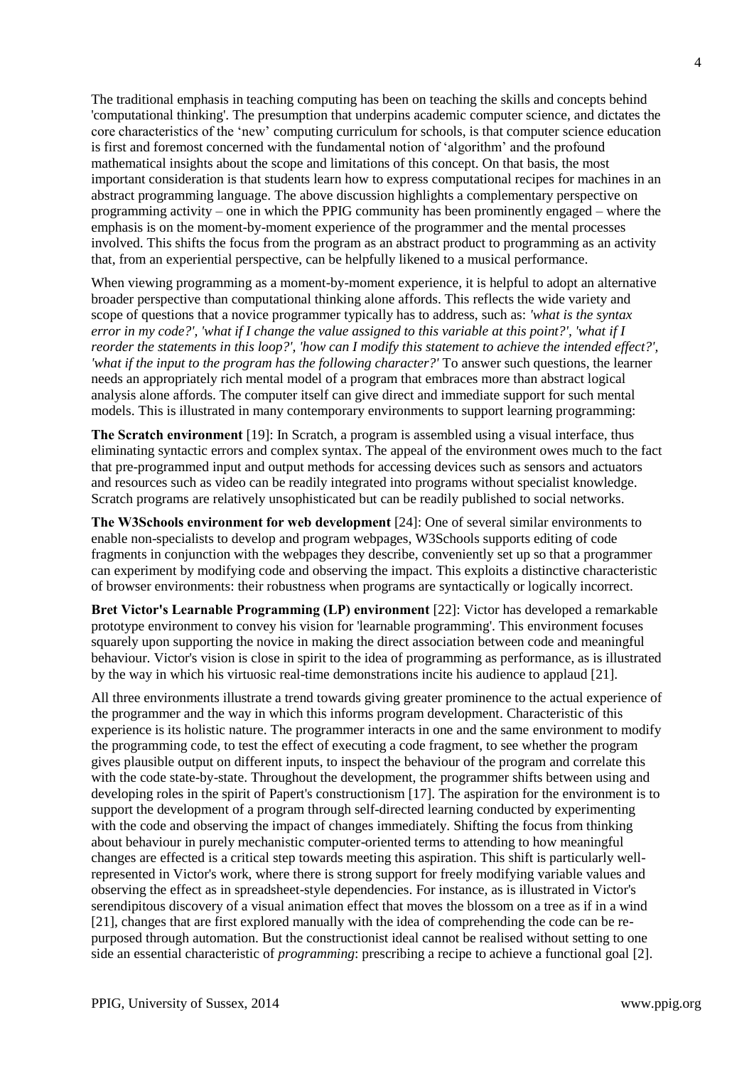The traditional emphasis in teaching computing has been on teaching the skills and concepts behind 'computational thinking'. The presumption that underpins academic computer science, and dictates the core characteristics of the 'new' computing curriculum for schools, is that computer science education is first and foremost concerned with the fundamental notion of 'algorithm' and the profound mathematical insights about the scope and limitations of this concept. On that basis, the most important consideration is that students learn how to express computational recipes for machines in an abstract programming language. The above discussion highlights a complementary perspective on programming activity – one in which the PPIG community has been prominently engaged – where the emphasis is on the moment-by-moment experience of the programmer and the mental processes involved. This shifts the focus from the program as an abstract product to programming as an activity that, from an experiential perspective, can be helpfully likened to a musical performance.

When viewing programming as a moment-by-moment experience, it is helpful to adopt an alternative broader perspective than computational thinking alone affords. This reflects the wide variety and scope of questions that a novice programmer typically has to address, such as: *'what is the syntax error in my code?', 'what if I change the value assigned to this variable at this point?', 'what if I reorder the statements in this loop?', 'how can I modify this statement to achieve the intended effect?', 'what if the input to the program has the following character?'* To answer such questions, the learner needs an appropriately rich mental model of a program that embraces more than abstract logical analysis alone affords. The computer itself can give direct and immediate support for such mental models. This is illustrated in many contemporary environments to support learning programming:

**The Scratch environment** [19]: In Scratch, a program is assembled using a visual interface, thus eliminating syntactic errors and complex syntax. The appeal of the environment owes much to the fact that pre-programmed input and output methods for accessing devices such as sensors and actuators and resources such as video can be readily integrated into programs without specialist knowledge. Scratch programs are relatively unsophisticated but can be readily published to social networks.

**The W3Schools environment for web development** [24]: One of several similar environments to enable non-specialists to develop and program webpages, W3Schools supports editing of code fragments in conjunction with the webpages they describe, conveniently set up so that a programmer can experiment by modifying code and observing the impact. This exploits a distinctive characteristic of browser environments: their robustness when programs are syntactically or logically incorrect.

**Bret Victor's Learnable Programming (LP) environment** [22]: Victor has developed a remarkable prototype environment to convey his vision for 'learnable programming'. This environment focuses squarely upon supporting the novice in making the direct association between code and meaningful behaviour. Victor's vision is close in spirit to the idea of programming as performance, as is illustrated by the way in which his virtuosic real-time demonstrations incite his audience to applaud [21].

All three environments illustrate a trend towards giving greater prominence to the actual experience of the programmer and the way in which this informs program development. Characteristic of this experience is its holistic nature. The programmer interacts in one and the same environment to modify the programming code, to test the effect of executing a code fragment, to see whether the program gives plausible output on different inputs, to inspect the behaviour of the program and correlate this with the code state-by-state. Throughout the development, the programmer shifts between using and developing roles in the spirit of Papert's constructionism [17]. The aspiration for the environment is to support the development of a program through self-directed learning conducted by experimenting with the code and observing the impact of changes immediately. Shifting the focus from thinking about behaviour in purely mechanistic computer-oriented terms to attending to how meaningful changes are effected is a critical step towards meeting this aspiration. This shift is particularly well-represented in Victor's work, where there is strong support for freely modifying variable values and observing the effect as in spreadsheet-style dependencies. For instance, as is illustrated in Victor's serendipitous discovery of a visual animation effect that moves the blossom on a tree as if in a wind [21], changes that are first explored manually with the idea of comprehending the code can be re-purposed through automation. But the constructionist ideal cannot be realised without setting to one side an essential characteristic of *programming*: prescribing a recipe to achieve a functional goal [2].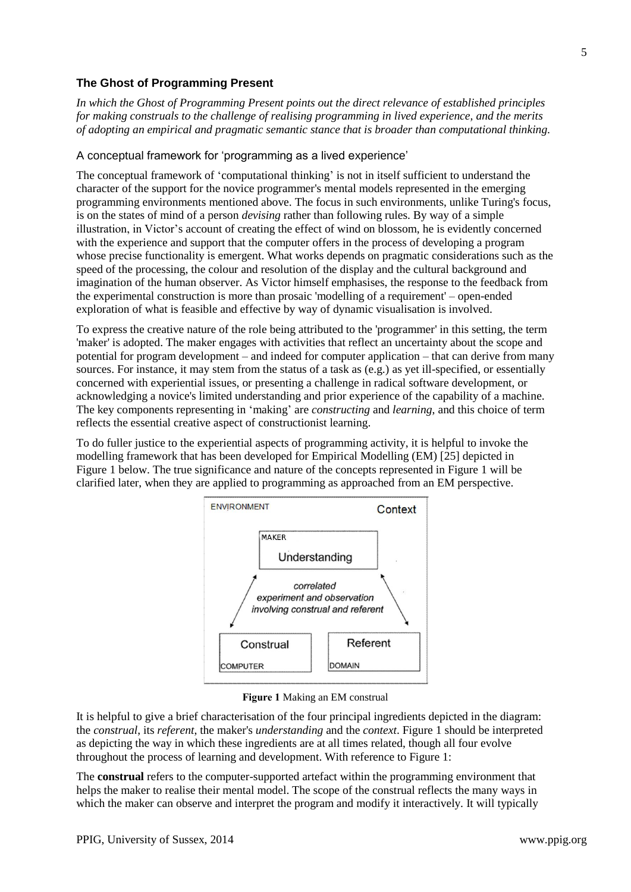## The Ghost of Programming Present

*In which the Ghost of Programming Present points out the direct relevance of established principles for making construals to the challenge of realising programming in lived experience, and the merits of adopting an empirical and pragmatic semantic stance that is broader than computational thinking.*

### A conceptual framework for 'programming as a lived experience'

The conceptual framework of 'computational thinking' is not in itself sufficient to understand the character of the support for the novice programmer's mental models represented in the emerging programming environments mentioned above. The focus in such environments, unlike Turing's focus, is on the states of mind of a person *devising* rather than following rules. By way of a simple illustration, in Victor's account of creating the effect of wind on blossom, he is evidently concerned with the experience and support that the computer offers in the process of developing a program whose precise functionality is emergent. What works depends on pragmatic considerations such as the speed of the processing, the colour and resolution of the display and the cultural background and imagination of the human observer. As Victor himself emphasises, the response to the feedback from the experimental construction is more than prosaic 'modelling of a requirement' – open-ended exploration of what is feasible and effective by way of dynamic visualisation is involved.

To express the creative nature of the role being attributed to the 'programmer' in this setting, the term 'maker' is adopted. The maker engages with activities that reflect an uncertainty about the scope and potential for program development – and indeed for computer application – that can derive from many sources. For instance, it may stem from the status of a task as (e.g.) as yet ill-specified, or essentially concerned with experiential issues, or presenting a challenge in radical software development, or acknowledging a novice's limited understanding and prior experience of the capability of a machine. The key components representing in 'making' are *constructing* and *learning*, and this choice of term reflects the essential creative aspect of constructionist learning.

To do fuller justice to the experiential aspects of programming activity, it is helpful to invoke the modelling framework that has been developed for Empirical Modelling (EM) [25] depicted in Figure 1 below. The true significance and nature of the concepts represented in Figure 1 will be clarified later, when they are applied to programming as approached from an EM perspective.

ENVIRONMENT — Context

MAKER — Understanding

*correlated experiment and observation involving construal and referent*

Construal — COMPUTER

Referent — DOMAIN

**Figure 1** Making an EM construal

It is helpful to give a brief characterisation of the four principal ingredients depicted in the diagram: the *construal*, its *referent*, the maker's *understanding* and the *context*. Figure 1 should be interpreted as depicting the way in which these ingredients are at all times related, though all four evolve throughout the process of learning and development. With reference to Figure 1:

The **construal** refers to the computer-supported artefact within the programming environment that helps the maker to realise their mental model. The scope of the construal reflects the many ways in which the maker can observe and interpret the program and modify it interactively. It will typically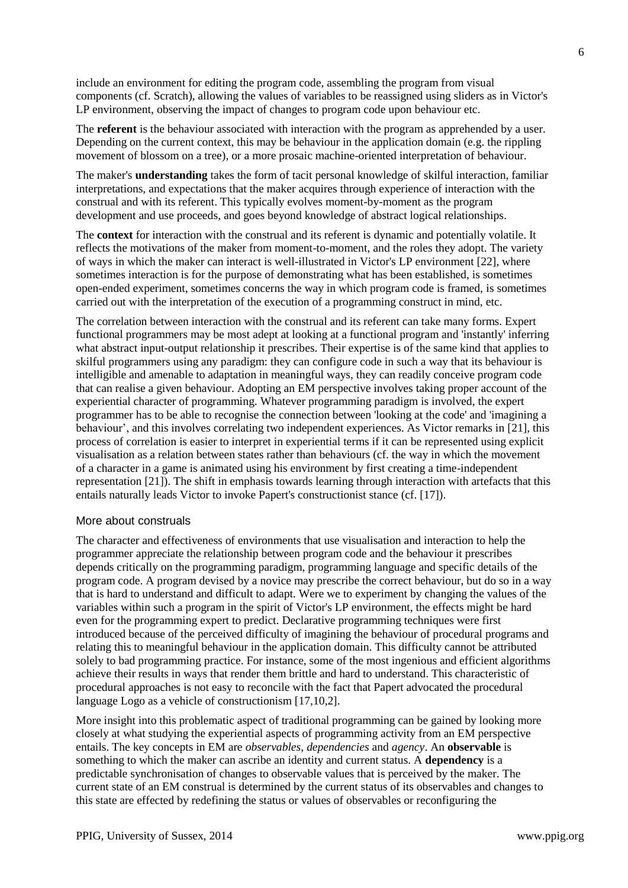include an environment for editing the program code, assembling the program from visual components (cf. Scratch), allowing the values of variables to be reassigned using sliders as in Victor's LP environment, observing the impact of changes to program code upon behaviour etc.

The **referent** is the behaviour associated with interaction with the program as apprehended by a user. Depending on the current context, this may be behaviour in the application domain (e.g. the rippling movement of blossom on a tree), or a more prosaic machine-oriented interpretation of behaviour.

The maker's **understanding** takes the form of tacit personal knowledge of skilful interaction, familiar interpretations, and expectations that the maker acquires through experience of interaction with the construal and with its referent. This typically evolves moment-by-moment as the program development and use proceeds, and goes beyond knowledge of abstract logical relationships.

The **context** for interaction with the construal and its referent is dynamic and potentially volatile. It reflects the motivations of the maker from moment-to-moment, and the roles they adopt. The variety of ways in which the maker can interact is well-illustrated in Victor's LP environment [22], where sometimes interaction is for the purpose of demonstrating what has been established, is sometimes open-ended experiment, sometimes concerns the way in which program code is framed, is sometimes carried out with the interpretation of the execution of a programming construct in mind, etc.

The correlation between interaction with the construal and its referent can take many forms. Expert functional programmers may be most adept at looking at a functional program and 'instantly' inferring what abstract input-output relationship it prescribes. Their expertise is of the same kind that applies to skilful programmers using any paradigm: they can configure code in such a way that its behaviour is intelligible and amenable to adaptation in meaningful ways, they can readily conceive program code that can realise a given behaviour. Adopting an EM perspective involves taking proper account of the experiential character of programming. Whatever programming paradigm is involved, the expert programmer has to be able to recognise the connection between 'looking at the code' and 'imagining a behaviour', and this involves correlating two independent experiences. As Victor remarks in [21], this process of correlation is easier to interpret in experiential terms if it can be represented using explicit visualisation as a relation between states rather than behaviours (cf. the way in which the movement of a character in a game is animated using his environment by first creating a time-independent representation [21]). The shift in emphasis towards learning through interaction with artefacts that this entails naturally leads Victor to invoke Papert's constructionist stance (cf. [17]).

## More about construals

The character and effectiveness of environments that use visualisation and interaction to help the programmer appreciate the relationship between program code and the behaviour it prescribes depends critically on the programming paradigm, programming language and specific details of the program code. A program devised by a novice may prescribe the correct behaviour, but do so in a way that is hard to understand and difficult to adapt. Were we to experiment by changing the values of the variables within such a program in the spirit of Victor's LP environment, the effects might be hard even for the programming expert to predict. Declarative programming techniques were first introduced because of the perceived difficulty of imagining the behaviour of procedural programs and relating this to meaningful behaviour in the application domain. This difficulty cannot be attributed solely to bad programming practice. For instance, some of the most ingenious and efficient algorithms achieve their results in ways that render them brittle and hard to understand. This characteristic of procedural approaches is not easy to reconcile with the fact that Papert advocated the procedural language Logo as a vehicle of constructionism [17,10,2].

More insight into this problematic aspect of traditional programming can be gained by looking more closely at what studying the experiential aspects of programming activity from an EM perspective entails. The key concepts in EM are *observables*, *dependencies* and *agency*. An **observable** is something to which the maker can ascribe an identity and current status. A **dependency** is a predictable synchronisation of changes to observable values that is perceived by the maker. The current state of an EM construal is determined by the current status of its observables and changes to this state are effected by redefining the status or values of observables or reconfiguring the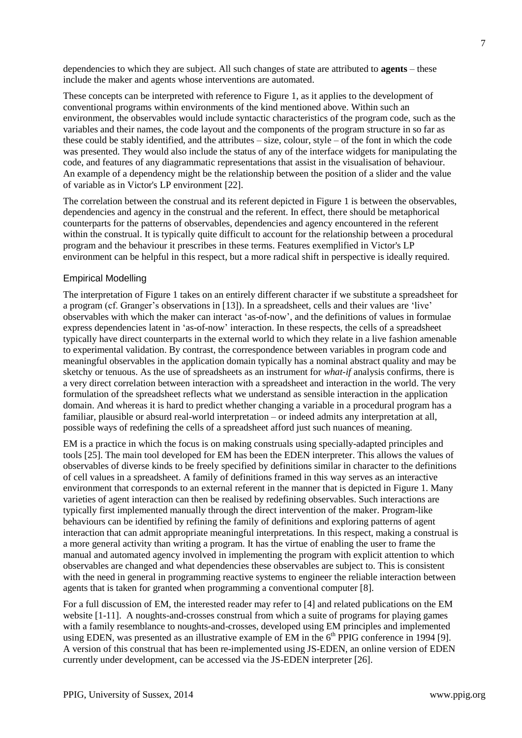dependencies to which they are subject. All such changes of state are attributed to **agents** – these include the maker and agents whose interventions are automated.

These concepts can be interpreted with reference to Figure 1, as it applies to the development of conventional programs within environments of the kind mentioned above. Within such an environment, the observables would include syntactic characteristics of the program code, such as the variables and their names, the code layout and the components of the program structure in so far as these could be stably identified, and the attributes – size, colour, style – of the font in which the code was presented. They would also include the status of any of the interface widgets for manipulating the code, and features of any diagrammatic representations that assist in the visualisation of behaviour. An example of a dependency might be the relationship between the position of a slider and the value of variable as in Victor's LP environment [22].

The correlation between the construal and its referent depicted in Figure 1 is between the observables, dependencies and agency in the construal and the referent. In effect, there should be metaphorical counterparts for the patterns of observables, dependencies and agency encountered in the referent within the construal. It is typically quite difficult to account for the relationship between a procedural program and the behaviour it prescribes in these terms. Features exemplified in Victor's LP environment can be helpful in this respect, but a more radical shift in perspective is ideally required.

## Empirical Modelling

The interpretation of Figure 1 takes on an entirely different character if we substitute a spreadsheet for a program (cf. Granger's observations in [13]). In a spreadsheet, cells and their values are 'live' observables with which the maker can interact 'as-of-now', and the definitions of values in formulae express dependencies latent in 'as-of-now' interaction. In these respects, the cells of a spreadsheet typically have direct counterparts in the external world to which they relate in a live fashion amenable to experimental validation. By contrast, the correspondence between variables in program code and meaningful observables in the application domain typically has a nominal abstract quality and may be sketchy or tenuous. As the use of spreadsheets as an instrument for *what-if* analysis confirms, there is a very direct correlation between interaction with a spreadsheet and interaction in the world. The very formulation of the spreadsheet reflects what we understand as sensible interaction in the application domain. And whereas it is hard to predict whether changing a variable in a procedural program has a familiar, plausible or absurd real-world interpretation – or indeed admits any interpretation at all, possible ways of redefining the cells of a spreadsheet afford just such nuances of meaning.

EM is a practice in which the focus is on making construals using specially-adapted principles and tools [25]. The main tool developed for EM has been the EDEN interpreter. This allows the values of observables of diverse kinds to be freely specified by definitions similar in character to the definitions of cell values in a spreadsheet. A family of definitions framed in this way serves as an interactive environment that corresponds to an external referent in the manner that is depicted in Figure 1. Many varieties of agent interaction can then be realised by redefining observables. Such interactions are typically first implemented manually through the direct intervention of the maker. Program-like behaviours can be identified by refining the family of definitions and exploring patterns of agent interaction that can admit appropriate meaningful interpretations. In this respect, making a construal is a more general activity than writing a program. It has the virtue of enabling the user to frame the manual and automated agency involved in implementing the program with explicit attention to which observables are changed and what dependencies these observables are subject to. This is consistent with the need in general in programming reactive systems to engineer the reliable interaction between agents that is taken for granted when programming a conventional computer [8].

For a full discussion of EM, the interested reader may refer to [4] and related publications on the EM website [1-11]. A noughts-and-crosses construal from which a suite of programs for playing games with a family resemblance to noughts-and-crosses, developed using EM principles and implemented using EDEN, was presented as an illustrative example of EM in the 6th PPIG conference in 1994 [9]. A version of this construal that has been re-implemented using JS-EDEN, an online version of EDEN currently under development, can be accessed via the JS-EDEN interpreter [26].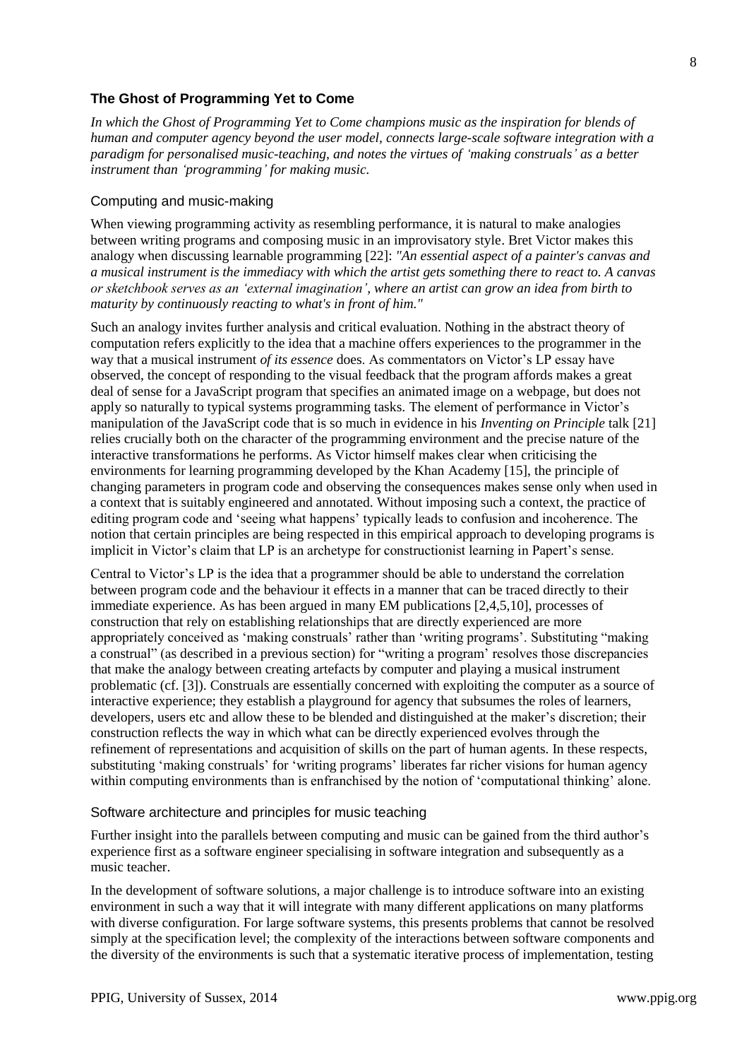## The Ghost of Programming Yet to Come

*In which the Ghost of Programming Yet to Come champions music as the inspiration for blends of human and computer agency beyond the user model, connects large-scale software integration with a paradigm for personalised music-teaching, and notes the virtues of 'making construals' as a better instrument than 'programming' for making music.*

### Computing and music-making

When viewing programming activity as resembling performance, it is natural to make analogies between writing programs and composing music in an improvisatory style. Bret Victor makes this analogy when discussing learnable programming [22]: *"An essential aspect of a painter's canvas and a musical instrument is the immediacy with which the artist gets something there to react to. A canvas or sketchbook serves as an 'external imagination', where an artist can grow an idea from birth to maturity by continuously reacting to what's in front of him."*

Such an analogy invites further analysis and critical evaluation. Nothing in the abstract theory of computation refers explicitly to the idea that a machine offers experiences to the programmer in the way that a musical instrument *of its essence* does. As commentators on Victor's LP essay have observed, the concept of responding to the visual feedback that the program affords makes a great deal of sense for a JavaScript program that specifies an animated image on a webpage, but does not apply so naturally to typical systems programming tasks. The element of performance in Victor's manipulation of the JavaScript code that is so much in evidence in his *Inventing on Principle* talk [21] relies crucially both on the character of the programming environment and the precise nature of the interactive transformations he performs. As Victor himself makes clear when criticising the environments for learning programming developed by the Khan Academy [15], the principle of changing parameters in program code and observing the consequences makes sense only when used in a context that is suitably engineered and annotated. Without imposing such a context, the practice of editing program code and 'seeing what happens' typically leads to confusion and incoherence. The notion that certain principles are being respected in this empirical approach to developing programs is implicit in Victor's claim that LP is an archetype for constructionist learning in Papert's sense.

Central to Victor's LP is the idea that a programmer should be able to understand the correlation between program code and the behaviour it effects in a manner that can be traced directly to their immediate experience. As has been argued in many EM publications [2,4,5,10], processes of construction that rely on establishing relationships that are directly experienced are more appropriately conceived as 'making construals' rather than 'writing programs'. Substituting "making a construal" (as described in a previous section) for "writing a program' resolves those discrepancies that make the analogy between creating artefacts by computer and playing a musical instrument problematic (cf. [3]). Construals are essentially concerned with exploiting the computer as a source of interactive experience; they establish a playground for agency that subsumes the roles of learners, developers, users etc and allow these to be blended and distinguished at the maker's discretion; their construction reflects the way in which what can be directly experienced evolves through the refinement of representations and acquisition of skills on the part of human agents. In these respects, substituting 'making construals' for 'writing programs' liberates far richer visions for human agency within computing environments than is enfranchised by the notion of 'computational thinking' alone.

### Software architecture and principles for music teaching

Further insight into the parallels between computing and music can be gained from the third author's experience first as a software engineer specialising in software integration and subsequently as a music teacher.

In the development of software solutions, a major challenge is to introduce software into an existing environment in such a way that it will integrate with many different applications on many platforms with diverse configuration. For large software systems, this presents problems that cannot be resolved simply at the specification level; the complexity of the interactions between software components and the diversity of the environments is such that a systematic iterative process of implementation, testing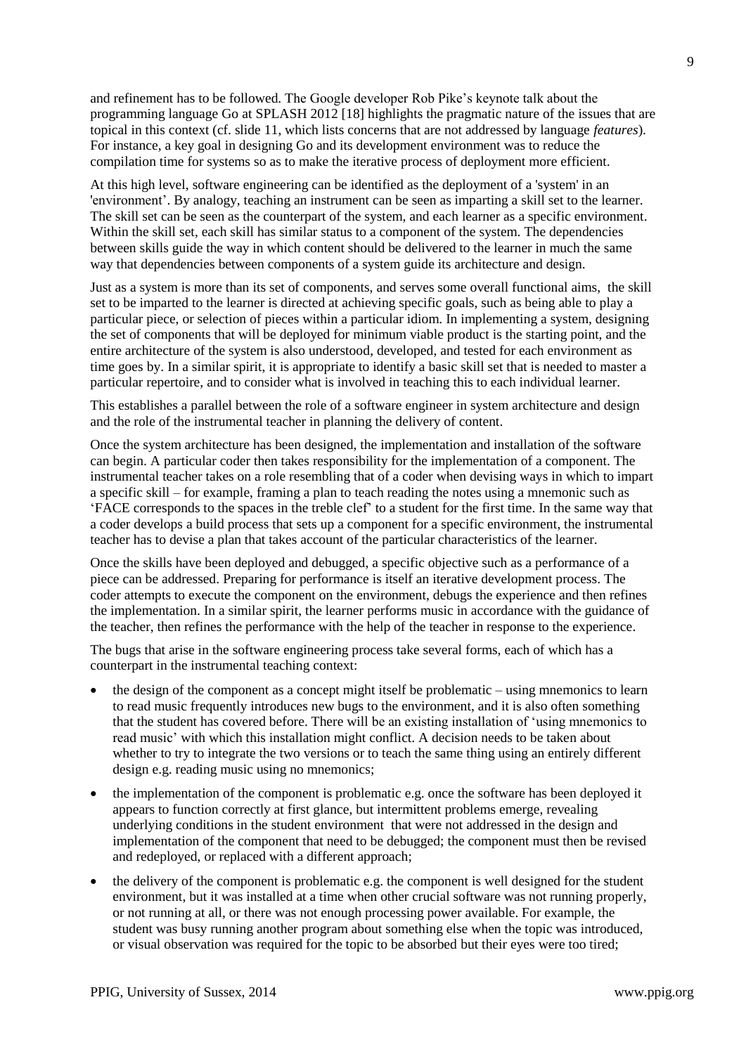and refinement has to be followed. The Google developer Rob Pike's keynote talk about the programming language Go at SPLASH 2012 [18] highlights the pragmatic nature of the issues that are topical in this context (cf. slide 11, which lists concerns that are not addressed by language *features*). For instance, a key goal in designing Go and its development environment was to reduce the compilation time for systems so as to make the iterative process of deployment more efficient.

At this high level, software engineering can be identified as the deployment of a 'system' in an 'environment'. By analogy, teaching an instrument can be seen as imparting a skill set to the learner. The skill set can be seen as the counterpart of the system, and each learner as a specific environment. Within the skill set, each skill has similar status to a component of the system. The dependencies between skills guide the way in which content should be delivered to the learner in much the same way that dependencies between components of a system guide its architecture and design.

Just as a system is more than its set of components, and serves some overall functional aims, the skill set to be imparted to the learner is directed at achieving specific goals, such as being able to play a particular piece, or selection of pieces within a particular idiom. In implementing a system, designing the set of components that will be deployed for minimum viable product is the starting point, and the entire architecture of the system is also understood, developed, and tested for each environment as time goes by. In a similar spirit, it is appropriate to identify a basic skill set that is needed to master a particular repertoire, and to consider what is involved in teaching this to each individual learner.

This establishes a parallel between the role of a software engineer in system architecture and design and the role of the instrumental teacher in planning the delivery of content.

Once the system architecture has been designed, the implementation and installation of the software can begin. A particular coder then takes responsibility for the implementation of a component. The instrumental teacher takes on a role resembling that of a coder when devising ways in which to impart a specific skill – for example, framing a plan to teach reading the notes using a mnemonic such as 'FACE corresponds to the spaces in the treble clef' to a student for the first time. In the same way that a coder develops a build process that sets up a component for a specific environment, the instrumental teacher has to devise a plan that takes account of the particular characteristics of the learner.

Once the skills have been deployed and debugged, a specific objective such as a performance of a piece can be addressed. Preparing for performance is itself an iterative development process. The coder attempts to execute the component on the environment, debugs the experience and then refines the implementation. In a similar spirit, the learner performs music in accordance with the guidance of the teacher, then refines the performance with the help of the teacher in response to the experience.

The bugs that arise in the software engineering process take several forms, each of which has a counterpart in the instrumental teaching context:

- the design of the component as a concept might itself be problematic – using mnemonics to learn to read music frequently introduces new bugs to the environment, and it is also often something that the student has covered before. There will be an existing installation of 'using mnemonics to read music' with which this installation might conflict. A decision needs to be taken about whether to try to integrate the two versions or to teach the same thing using an entirely different design e.g. reading music using no mnemonics;
- the implementation of the component is problematic e.g. once the software has been deployed it appears to function correctly at first glance, but intermittent problems emerge, revealing underlying conditions in the student environment that were not addressed in the design and implementation of the component that need to be debugged; the component must then be revised and redeployed, or replaced with a different approach;
- the delivery of the component is problematic e.g. the component is well designed for the student environment, but it was installed at a time when other crucial software was not running properly, or not running at all, or there was not enough processing power available. For example, the student was busy running another program about something else when the topic was introduced, or visual observation was required for the topic to be absorbed but their eyes were too tired;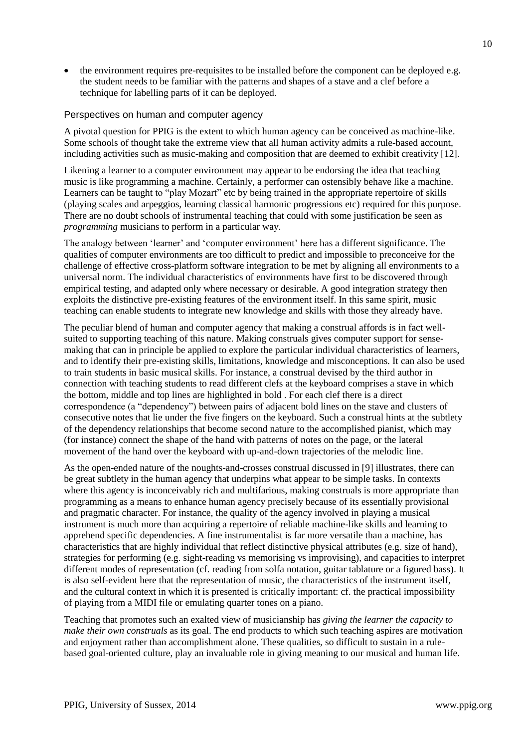- the environment requires pre-requisites to be installed before the component can be deployed e.g. the student needs to be familiar with the patterns and shapes of a stave and a clef before a technique for labelling parts of it can be deployed.

### Perspectives on human and computer agency

A pivotal question for PPIG is the extent to which human agency can be conceived as machine-like. Some schools of thought take the extreme view that all human activity admits a rule-based account, including activities such as music-making and composition that are deemed to exhibit creativity [12].

Likening a learner to a computer environment may appear to be endorsing the idea that teaching music is like programming a machine. Certainly, a performer can ostensibly behave like a machine. Learners can be taught to "play Mozart" etc by being trained in the appropriate repertoire of skills (playing scales and arpeggios, learning classical harmonic progressions etc) required for this purpose. There are no doubt schools of instrumental teaching that could with some justification be seen as *programming* musicians to perform in a particular way.

The analogy between 'learner' and 'computer environment' here has a different significance. The qualities of computer environments are too difficult to predict and impossible to preconceive for the challenge of effective cross-platform software integration to be met by aligning all environments to a universal norm. The individual characteristics of environments have first to be discovered through empirical testing, and adapted only where necessary or desirable. A good integration strategy then exploits the distinctive pre-existing features of the environment itself. In this same spirit, music teaching can enable students to integrate new knowledge and skills with those they already have.

The peculiar blend of human and computer agency that making a construal affords is in fact well-suited to supporting teaching of this nature. Making construals gives computer support for sense-making that can in principle be applied to explore the particular individual characteristics of learners, and to identify their pre-existing skills, limitations, knowledge and misconceptions. It can also be used to train students in basic musical skills. For instance, a construal devised by the third author in connection with teaching students to read different clefs at the keyboard comprises a stave in which the bottom, middle and top lines are highlighted in bold . For each clef there is a direct correspondence (a "dependency") between pairs of adjacent bold lines on the stave and clusters of consecutive notes that lie under the five fingers on the keyboard. Such a construal hints at the subtlety of the dependency relationships that become second nature to the accomplished pianist, which may (for instance) connect the shape of the hand with patterns of notes on the page, or the lateral movement of the hand over the keyboard with up-and-down trajectories of the melodic line.

As the open-ended nature of the noughts-and-crosses construal discussed in [9] illustrates, there can be great subtlety in the human agency that underpins what appear to be simple tasks. In contexts where this agency is inconceivably rich and multifarious, making construals is more appropriate than programming as a means to enhance human agency precisely because of its essentially provisional and pragmatic character. For instance, the quality of the agency involved in playing a musical instrument is much more than acquiring a repertoire of reliable machine-like skills and learning to apprehend specific dependencies. A fine instrumentalist is far more versatile than a machine, has characteristics that are highly individual that reflect distinctive physical attributes (e.g. size of hand), strategies for performing (e.g. sight-reading vs memorising vs improvising), and capacities to interpret different modes of representation (cf. reading from solfa notation, guitar tablature or a figured bass). It is also self-evident here that the representation of music, the characteristics of the instrument itself, and the cultural context in which it is presented is critically important: cf. the practical impossibility of playing from a MIDI file or emulating quarter tones on a piano.

Teaching that promotes such an exalted view of musicianship has *giving the learner the capacity to make their own construals* as its goal. The end products to which such teaching aspires are motivation and enjoyment rather than accomplishment alone. These qualities, so difficult to sustain in a rule-based goal-oriented culture, play an invaluable role in giving meaning to our musical and human life.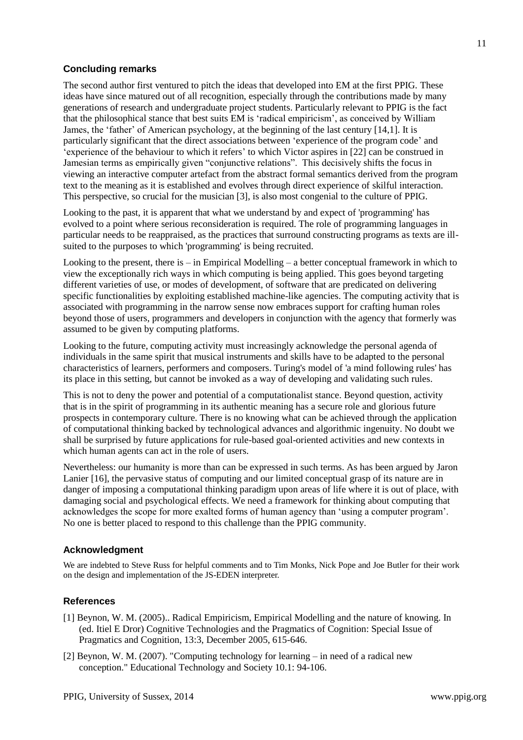## Concluding remarks

The second author first ventured to pitch the ideas that developed into EM at the first PPIG. These ideas have since matured out of all recognition, especially through the contributions made by many generations of research and undergraduate project students. Particularly relevant to PPIG is the fact that the philosophical stance that best suits EM is 'radical empiricism', as conceived by William James, the 'father' of American psychology, at the beginning of the last century [14,1]. It is particularly significant that the direct associations between 'experience of the program code' and 'experience of the behaviour to which it refers' to which Victor aspires in [22] can be construed in Jamesian terms as empirically given "conjunctive relations". This decisively shifts the focus in viewing an interactive computer artefact from the abstract formal semantics derived from the program text to the meaning as it is established and evolves through direct experience of skilful interaction. This perspective, so crucial for the musician [3], is also most congenial to the culture of PPIG.

Looking to the past, it is apparent that what we understand by and expect of 'programming' has evolved to a point where serious reconsideration is required. The role of programming languages in particular needs to be reappraised, as the practices that surround constructing programs as texts are ill-suited to the purposes to which 'programming' is being recruited.

Looking to the present, there is – in Empirical Modelling – a better conceptual framework in which to view the exceptionally rich ways in which computing is being applied. This goes beyond targeting different varieties of use, or modes of development, of software that are predicated on delivering specific functionalities by exploiting established machine-like agencies. The computing activity that is associated with programming in the narrow sense now embraces support for crafting human roles beyond those of users, programmers and developers in conjunction with the agency that formerly was assumed to be given by computing platforms.

Looking to the future, computing activity must increasingly acknowledge the personal agenda of individuals in the same spirit that musical instruments and skills have to be adapted to the personal characteristics of learners, performers and composers. Turing's model of 'a mind following rules' has its place in this setting, but cannot be invoked as a way of developing and validating such rules.

This is not to deny the power and potential of a computationalist stance. Beyond question, activity that is in the spirit of programming in its authentic meaning has a secure role and glorious future prospects in contemporary culture. There is no knowing what can be achieved through the application of computational thinking backed by technological advances and algorithmic ingenuity. No doubt we shall be surprised by future applications for rule-based goal-oriented activities and new contexts in which human agents can act in the role of users.

Nevertheless: our humanity is more than can be expressed in such terms. As has been argued by Jaron Lanier [16], the pervasive status of computing and our limited conceptual grasp of its nature are in danger of imposing a computational thinking paradigm upon areas of life where it is out of place, with damaging social and psychological effects. We need a framework for thinking about computing that acknowledges the scope for more exalted forms of human agency than 'using a computer program'. No one is better placed to respond to this challenge than the PPIG community.

## Acknowledgment

We are indebted to Steve Russ for helpful comments and to Tim Monks, Nick Pope and Joe Butler for their work on the design and implementation of the JS-EDEN interpreter.

## References

[1] Beynon, W. M. (2005).. Radical Empiricism, Empirical Modelling and the nature of knowing. In (ed. Itiel E Dror) Cognitive Technologies and the Pragmatics of Cognition: Special Issue of Pragmatics and Cognition, 13:3, December 2005, 615-646.

[2] Beynon, W. M. (2007). "Computing technology for learning – in need of a radical new conception." Educational Technology and Society 10.1: 94-106.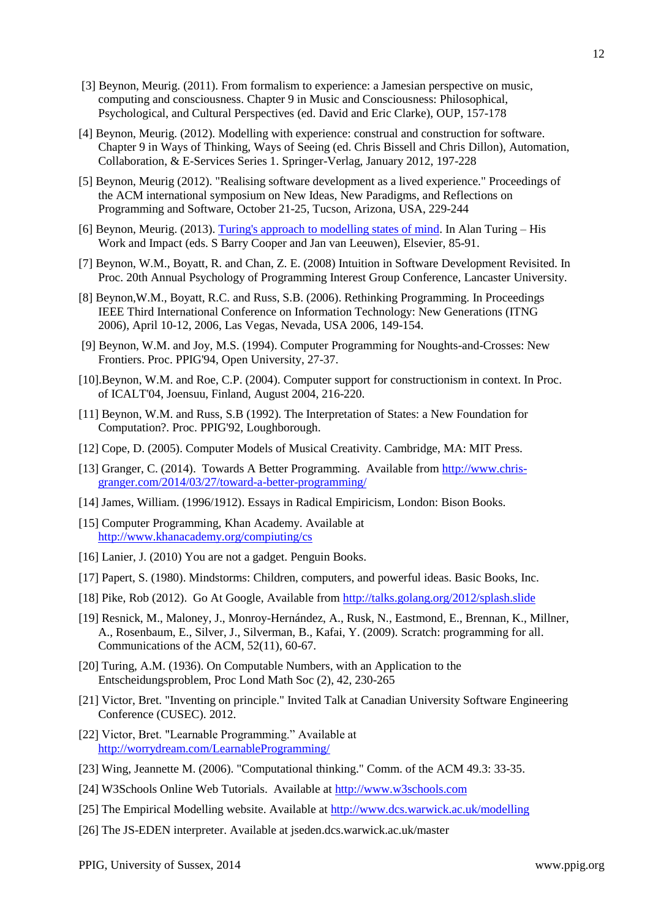[3] Beynon, Meurig. (2011). From formalism to experience: a Jamesian perspective on music, computing and consciousness. Chapter 9 in Music and Consciousness: Philosophical, Psychological, and Cultural Perspectives (ed. David and Eric Clarke), OUP, 157-178

[4] Beynon, Meurig. (2012). Modelling with experience: construal and construction for software. Chapter 9 in Ways of Thinking, Ways of Seeing (ed. Chris Bissell and Chris Dillon), Automation, Collaboration, & E-Services Series 1. Springer-Verlag, January 2012, 197-228

[5] Beynon, Meurig (2012). "Realising software development as a lived experience." Proceedings of the ACM international symposium on New Ideas, New Paradigms, and Reflections on Programming and Software, October 21-25, Tucson, Arizona, USA, 229-244

[6] Beynon, Meurig. (2013). Turing's approach to modelling states of mind. In Alan Turing – His Work and Impact (eds. S Barry Cooper and Jan van Leeuwen), Elsevier, 85-91.

[7] Beynon, W.M., Boyatt, R. and Chan, Z. E. (2008) Intuition in Software Development Revisited. In Proc. 20th Annual Psychology of Programming Interest Group Conference, Lancaster University.

[8] Beynon,W.M., Boyatt, R.C. and Russ, S.B. (2006). Rethinking Programming. In Proceedings IEEE Third International Conference on Information Technology: New Generations (ITNG 2006), April 10-12, 2006, Las Vegas, Nevada, USA 2006, 149-154.

[9] Beynon, W.M. and Joy, M.S. (1994). Computer Programming for Noughts-and-Crosses: New Frontiers. Proc. PPIG'94, Open University, 27-37.

[10].Beynon, W.M. and Roe, C.P. (2004). Computer support for constructionism in context. In Proc. of ICALT'04, Joensuu, Finland, August 2004, 216-220.

[11] Beynon, W.M. and Russ, S.B (1992). The Interpretation of States: a New Foundation for Computation?. Proc. PPIG'92, Loughborough.

[12] Cope, D. (2005). Computer Models of Musical Creativity. Cambridge, MA: MIT Press.

[13] Granger, C. (2014). Towards A Better Programming. Available from http://www.chris-granger.com/2014/03/27/toward-a-better-programming/

[14] James, William. (1996/1912). Essays in Radical Empiricism, London: Bison Books.

[15] Computer Programming, Khan Academy. Available at http://www.khanacademy.org/compiuting/cs

[16] Lanier, J. (2010) You are not a gadget. Penguin Books.

[17] Papert, S. (1980). Mindstorms: Children, computers, and powerful ideas. Basic Books, Inc.

[18] Pike, Rob (2012). Go At Google, Available from http://talks.golang.org/2012/splash.slide

[19] Resnick, M., Maloney, J., Monroy-Hernández, A., Rusk, N., Eastmond, E., Brennan, K., Millner, A., Rosenbaum, E., Silver, J., Silverman, B., Kafai, Y. (2009). Scratch: programming for all. Communications of the ACM, 52(11), 60-67.

[20] Turing, A.M. (1936). On Computable Numbers, with an Application to the Entscheidungsproblem, Proc Lond Math Soc (2), 42, 230-265

[21] Victor, Bret. "Inventing on principle." Invited Talk at Canadian University Software Engineering Conference (CUSEC). 2012.

[22] Victor, Bret. "Learnable Programming." Available at http://worrydream.com/LearnableProgramming/

[23] Wing, Jeannette M. (2006). "Computational thinking." Comm. of the ACM 49.3: 33-35.

[24] W3Schools Online Web Tutorials. Available at http://www.w3schools.com

[25] The Empirical Modelling website. Available at http://www.dcs.warwick.ac.uk/modelling

[26] The JS-EDEN interpreter. Available at jseden.dcs.warwick.ac.uk/master